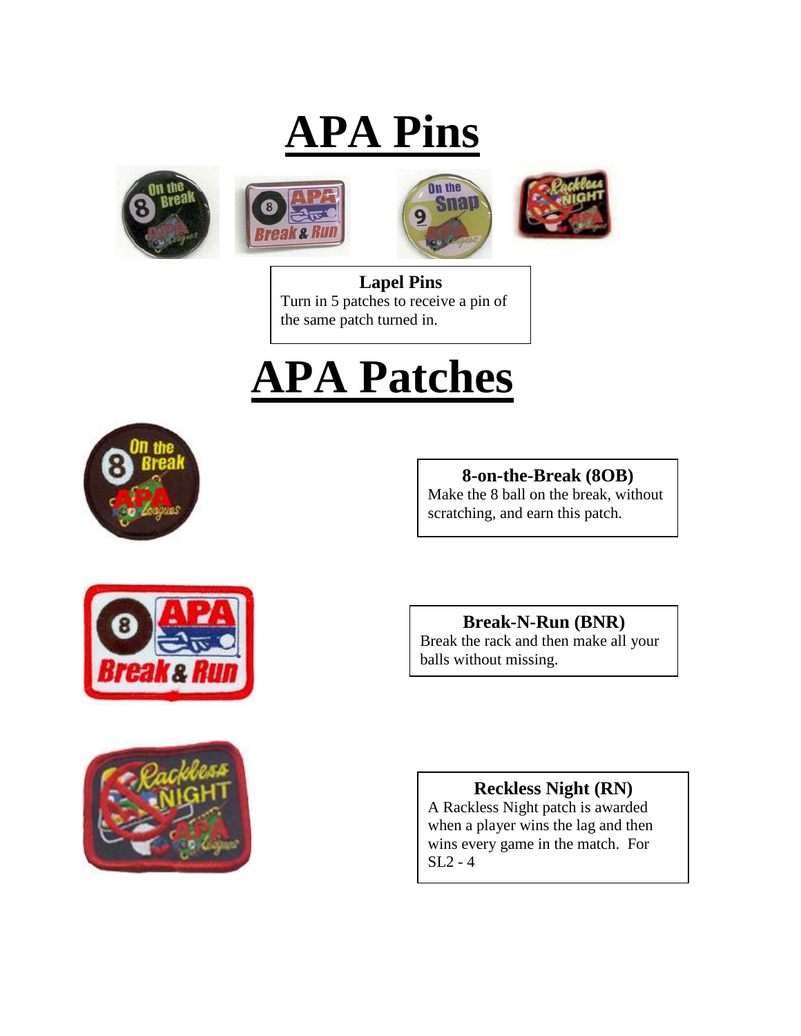# APA Pins

**Lapel Pins**
Turn in 5 patches to receive a pin of the same patch turned in.

# APA Patches

**8-on-the-Break (8OB)**
Make the 8 ball on the break, without scratching, and earn this patch.

**Break-N-Run (BNR)**
Break the rack and then make all your balls without missing.

**Reckless Night (RN)**
A Rackless Night patch is awarded when a player wins the lag and then wins every game in the match. For SL2 - 4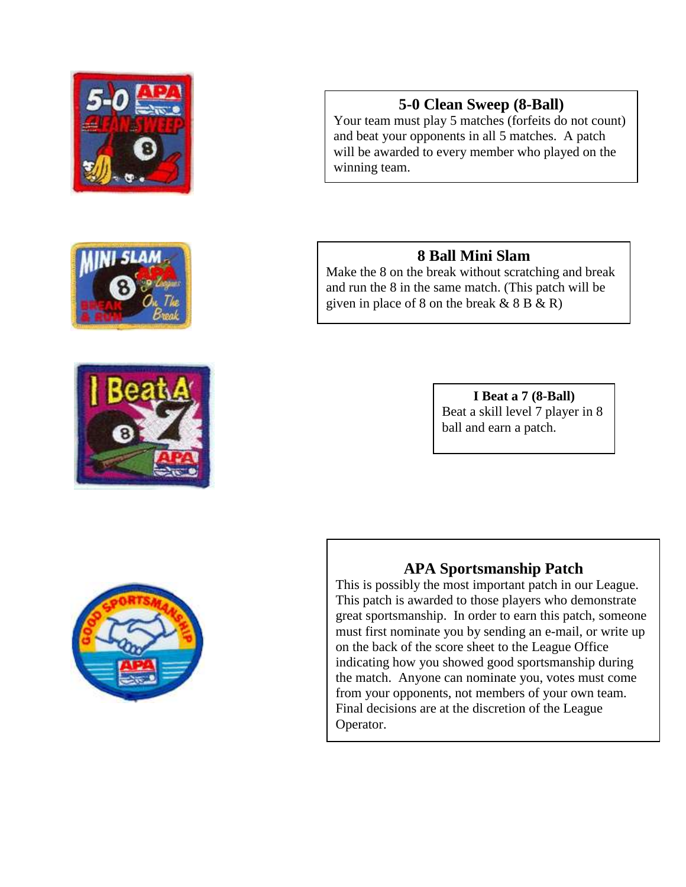### 5-0 Clean Sweep (8-Ball)

Your team must play 5 matches (forfeits do not count) and beat your opponents in all 5 matches. A patch will be awarded to every member who played on the winning team.

### 8 Ball Mini Slam

Make the 8 on the break without scratching and break and run the 8 in the same match. (This patch will be given in place of 8 on the break & 8 B & R)

### I Beat a 7 (8-Ball)

Beat a skill level 7 player in 8 ball and earn a patch.

### APA Sportsmanship Patch

This is possibly the most important patch in our League. This patch is awarded to those players who demonstrate great sportsmanship. In order to earn this patch, someone must first nominate you by sending an e-mail, or write up on the back of the score sheet to the League Office indicating how you showed good sportsmanship during the match. Anyone can nominate you, votes must come from your opponents, not members of your own team. Final decisions are at the discretion of the League Operator.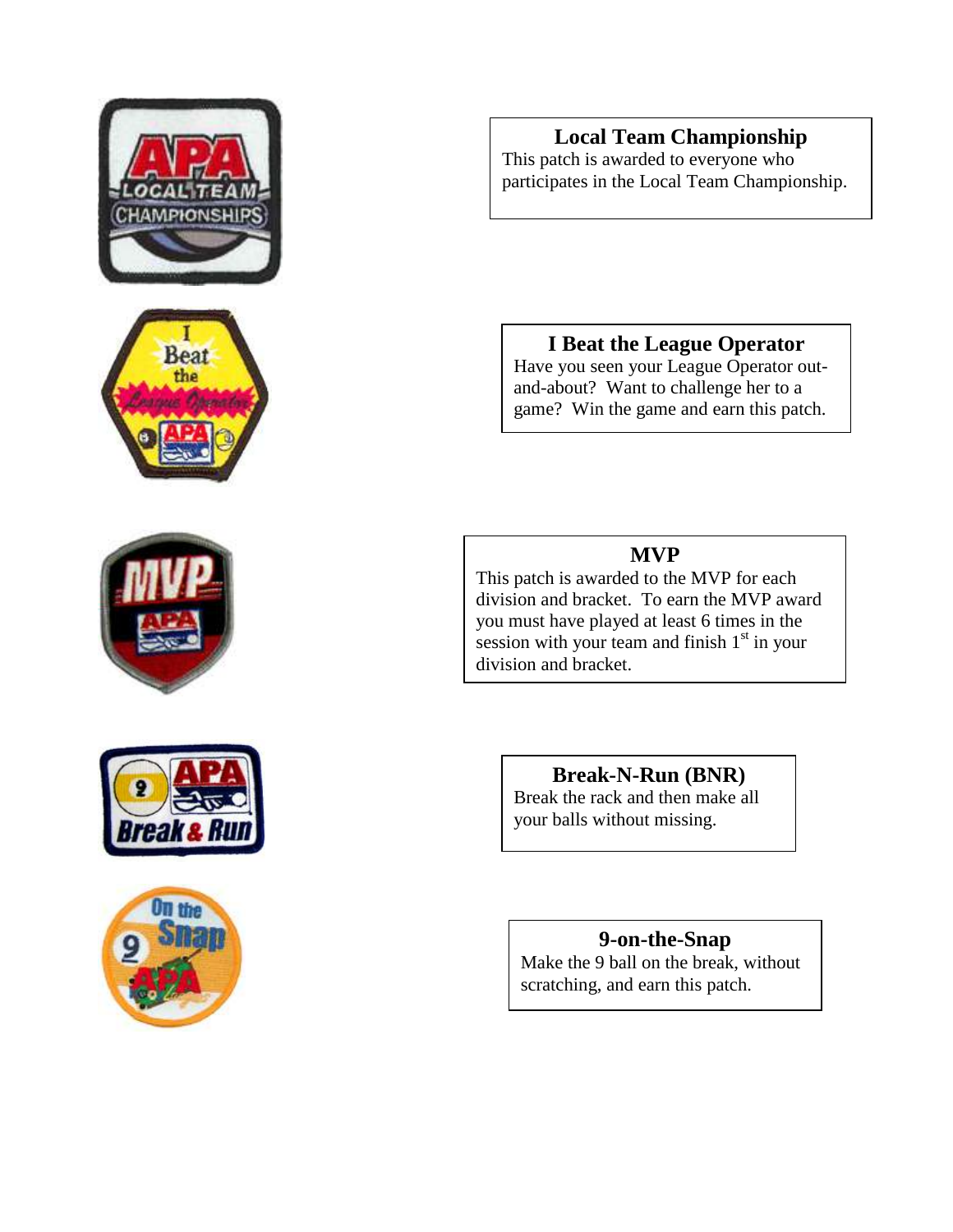### Local Team Championship

This patch is awarded to everyone who participates in the Local Team Championship.

### I Beat the League Operator

Have you seen your League Operator out-and-about? Want to challenge her to a game? Win the game and earn this patch.

### MVP

This patch is awarded to the MVP for each division and bracket. To earn the MVP award you must have played at least 6 times in the session with your team and finish 1st in your division and bracket.

### Break-N-Run (BNR)

Break the rack and then make all your balls without missing.

### 9-on-the-Snap

Make the 9 ball on the break, without scratching, and earn this patch.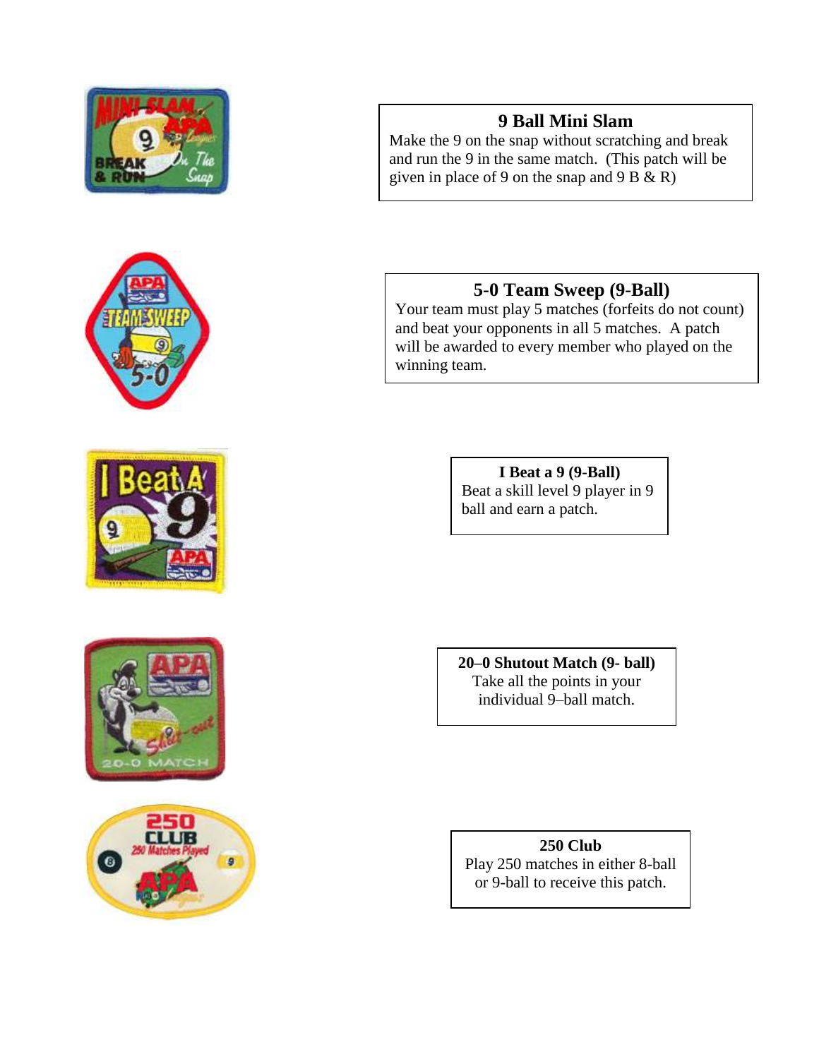**9 Ball Mini Slam**
Make the 9 on the snap without scratching and break and run the 9 in the same match. (This patch will be given in place of 9 on the snap and 9 B & R)

**5-0 Team Sweep (9-Ball)**
Your team must play 5 matches (forfeits do not count) and beat your opponents in all 5 matches. A patch will be awarded to every member who played on the winning team.

**I Beat a 9 (9-Ball)**
Beat a skill level 9 player in 9 ball and earn a patch.

**20–0 Shutout Match (9- ball)**
Take all the points in your individual 9–ball match.

**250 Club**
Play 250 matches in either 8-ball or 9-ball to receive this patch.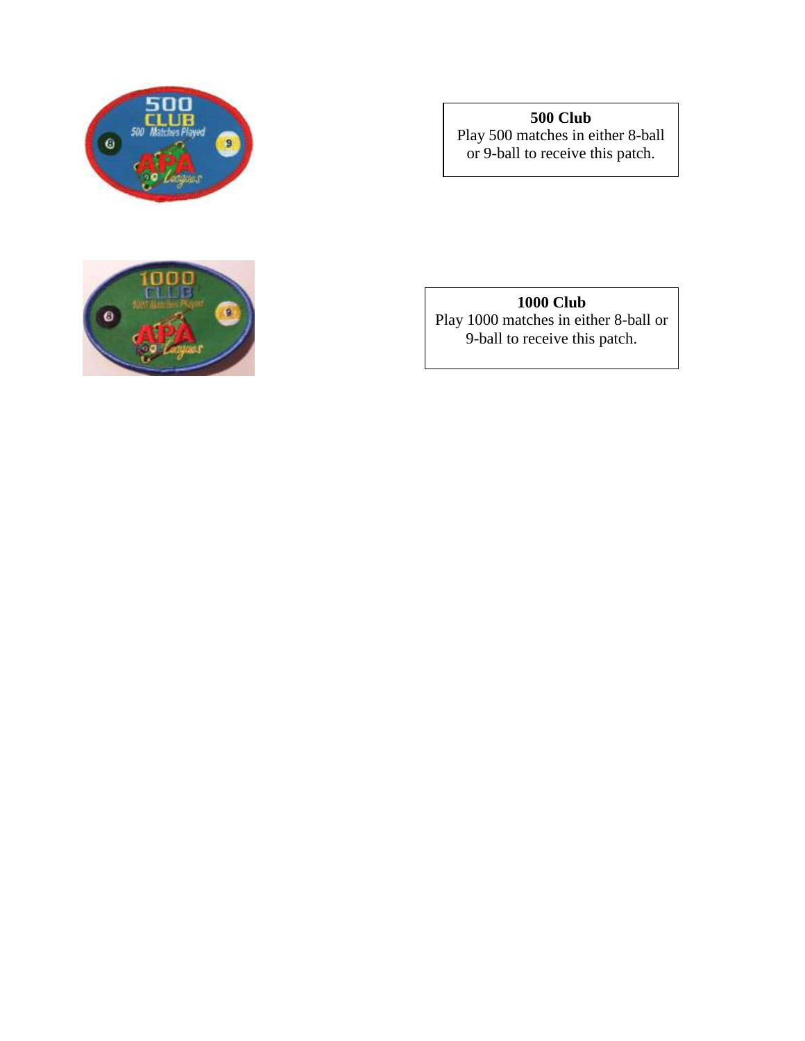**500 Club**
Play 500 matches in either 8-ball or 9-ball to receive this patch.

**1000 Club**
Play 1000 matches in either 8-ball or 9-ball to receive this patch.